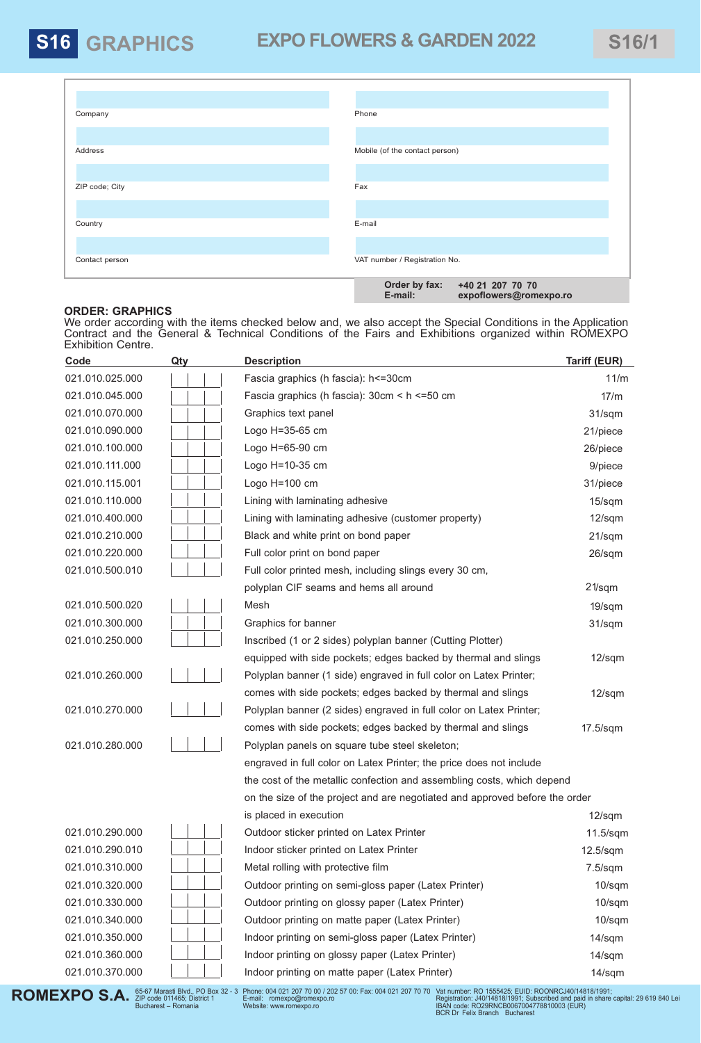# S16 GRAPHICS

## EXPO FLOWERS & GARDEN 2022

S16/1

| | |
|---|---|
| Company | Phone |
| Address | Mobile (of the contact person) |
| ZIP code; City | Fax |
| Country | E-mail |
| Contact person | VAT number / Registration No. |

**Order by fax:** **+40 21 207 70 70**
**E-mail:** **expoflowers@romexpo.ro**

**ORDER: GRAPHICS**

We order according with the items checked below and, we also accept the Special Conditions in the Application Contract and the General & Technical Conditions of the Fairs and Exhibitions organized within ROMEXPO Exhibition Centre.

| Code | Qty | Description | Tariff (EUR) |
|---|---|---|---|
| 021.010.025.000 | | Fascia graphics (h fascia): h<=30cm | 11/m |
| 021.010.045.000 | | Fascia graphics (h fascia): 30cm < h <=50 cm | 17/m |
| 021.010.070.000 | | Graphics text panel | 31/sqm |
| 021.010.090.000 | | Logo H=35-65 cm | 21/piece |
| 021.010.100.000 | | Logo H=65-90 cm | 26/piece |
| 021.010.111.000 | | Logo H=10-35 cm | 9/piece |
| 021.010.115.001 | | Logo H=100 cm | 31/piece |
| 021.010.110.000 | | Lining with laminating adhesive | 15/sqm |
| 021.010.400.000 | | Lining with laminating adhesive (customer property) | 12/sqm |
| 021.010.210.000 | | Black and white print on bond paper | 21/sqm |
| 021.010.220.000 | | Full color print on bond paper | 26/sqm |
| 021.010.500.010 | | Full color printed mesh, including slings every 30 cm, polyplan CIF seams and hems all around | 21/sqm |
| 021.010.500.020 | | Mesh | 19/sqm |
| 021.010.300.000 | | Graphics for banner | 31/sqm |
| 021.010.250.000 | | Inscribed (1 or 2 sides) polyplan banner (Cutting Plotter) equipped with side pockets; edges backed by thermal and slings | 12/sqm |
| 021.010.260.000 | | Polyplan banner (1 side) engraved in full color on Latex Printer; comes with side pockets; edges backed by thermal and slings | 12/sqm |
| 021.010.270.000 | | Polyplan banner (2 sides) engraved in full color on Latex Printer; comes with side pockets; edges backed by thermal and slings | 17.5/sqm |
| 021.010.280.000 | | Polyplan panels on square tube steel skeleton; engraved in full color on Latex Printer; the price does not include the cost of the metallic confection and assembling costs, which depend on the size of the project and are negotiated and approved before the order is placed in execution | 12/sqm |
| 021.010.290.000 | | Outdoor sticker printed on Latex Printer | 11.5/sqm |
| 021.010.290.010 | | Indoor sticker printed on Latex Printer | 12.5/sqm |
| 021.010.310.000 | | Metal rolling with protective film | 7.5/sqm |
| 021.010.320.000 | | Outdoor printing on semi-gloss paper (Latex Printer) | 10/sqm |
| 021.010.330.000 | | Outdoor printing on glossy paper (Latex Printer) | 10/sqm |
| 021.010.340.000 | | Outdoor printing on matte paper (Latex Printer) | 10/sqm |
| 021.010.350.000 | | Indoor printing on semi-gloss paper (Latex Printer) | 14/sqm |
| 021.010.360.000 | | Indoor printing on glossy paper (Latex Printer) | 14/sqm |
| 021.010.370.000 | | Indoor printing on matte paper (Latex Printer) | 14/sqm |

**ROMEXPO S.A.** 65-67 Marasti Blvd., PO Box 32 - 3 ZIP code 011465; District 1 Bucharest – Romania | Phone: 004 021 207 70 00 / 202 57 00: Fax: 004 021 207 70 70 E-mail: romexpo@romexpo.ro Website: www.romexpo.ro | Vat number: RO 1555425; EUID: ROONRCJ40/14818/1991; Registration: J40/14818/1991; Subscribed and paid in share capital: 29 619 840 Lei IBAN code: RO29RNCB0067004778810003 (EUR) BCR Dr Felix Branch Bucharest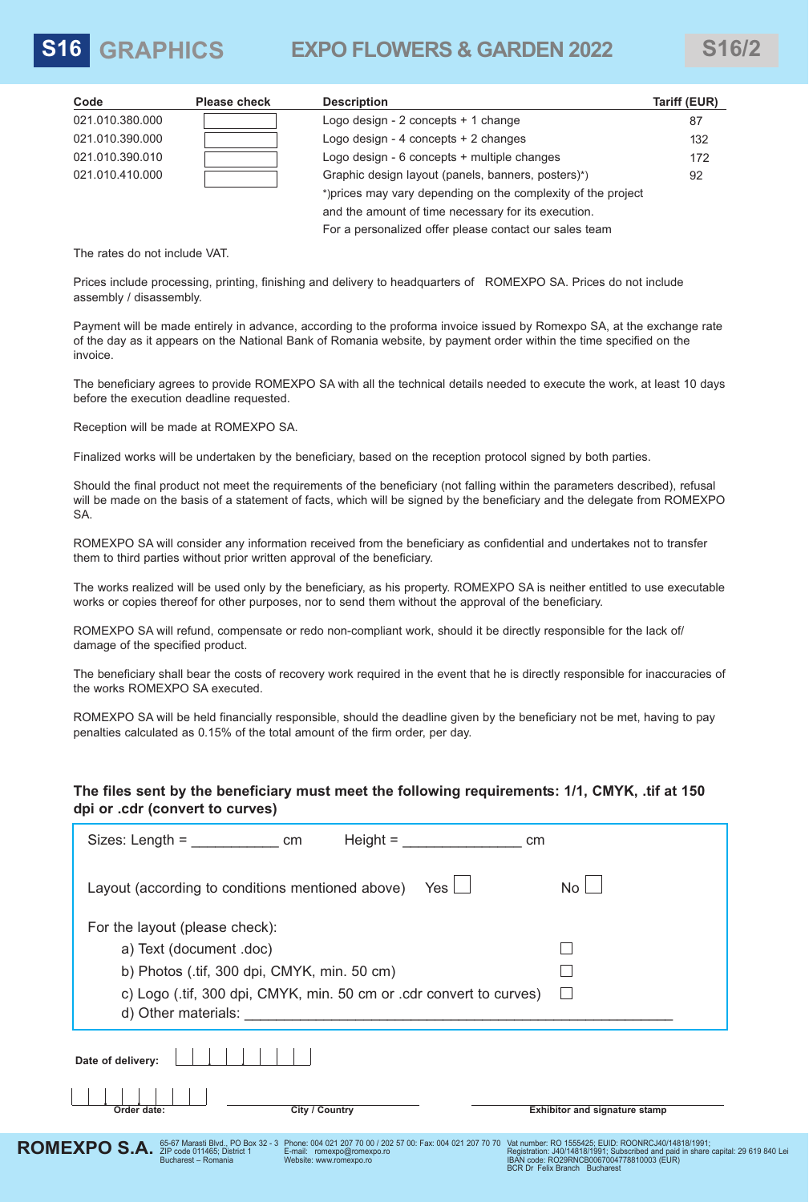# S16 GRAPHICS — EXPO FLOWERS & GARDEN 2022

| Code | Please check | Description | Tariff (EUR) |
|---|---|---|---|
| 021.010.380.000 | | Logo design - 2 concepts + 1 change | 87 |
| 021.010.390.000 | | Logo design - 4 concepts + 2 changes | 132 |
| 021.010.390.010 | | Logo design - 6 concepts + multiple changes | 172 |
| 021.010.410.000 | | Graphic design layout (panels, banners, posters)*) | 92 |
| | | *)prices may vary depending on the complexity of the project and the amount of time necessary for its execution. For a personalized offer please contact our sales team | |

The rates do not include VAT.

Prices include processing, printing, finishing and delivery to headquarters of ROMEXPO SA. Prices do not include assembly / disassembly.

Payment will be made entirely in advance, according to the proforma invoice issued by Romexpo SA, at the exchange rate of the day as it appears on the National Bank of Romania website, by payment order within the time specified on the invoice.

The beneficiary agrees to provide ROMEXPO SA with all the technical details needed to execute the work, at least 10 days before the execution deadline requested.

Reception will be made at ROMEXPO SA.

Finalized works will be undertaken by the beneficiary, based on the reception protocol signed by both parties.

Should the final product not meet the requirements of the beneficiary (not falling within the parameters described), refusal will be made on the basis of a statement of facts, which will be signed by the beneficiary and the delegate from ROMEXPO SA.

ROMEXPO SA will consider any information received from the beneficiary as confidential and undertakes not to transfer them to third parties without prior written approval of the beneficiary.

The works realized will be used only by the beneficiary, as his property. ROMEXPO SA is neither entitled to use executable works or copies thereof for other purposes, nor to send them without the approval of the beneficiary.

ROMEXPO SA will refund, compensate or redo non-compliant work, should it be directly responsible for the lack of/ damage of the specified product.

The beneficiary shall bear the costs of recovery work required in the event that he is directly responsible for inaccuracies of the works ROMEXPO SA executed.

ROMEXPO SA will be held financially responsible, should the deadline given by the beneficiary not be met, having to pay penalties calculated as 0.15% of the total amount of the firm order, per day.

**The files sent by the beneficiary must meet the following requirements: 1/1, CMYK, .tif at 150 dpi or .cdr (convert to curves)**

Sizes: Length = ___________ cm Height = _______________ cm

Layout (according to conditions mentioned above) Yes ☐ No ☐

For the layout (please check):

- a) Text (document .doc) ☐
- b) Photos (.tif, 300 dpi, CMYK, min. 50 cm) ☐
- c) Logo (.tif, 300 dpi, CMYK, min. 50 cm or .cdr convert to curves) ☐
- d) Other materials: ________________________________________________

**Date of delivery:** ☐☐☐☐☐☐☐☐

**Order date:** ____________ **City / Country** ____________ **Exhibitor and signature stamp** ____________

**ROMEXPO S.A.** 65-67 Marasti Blvd., PO Box 32 - 3 ZIP code 011465; District 1 Bucharest – Romania. Phone: 004 021 207 70 00 / 202 57 00: Fax: 004 021 207 70 70 E-mail: romexpo@romexpo.ro Website: www.romexpo.ro. Vat number: RO 1555425; EUID: ROONRCJ40/14818/1991; Registration: J40/14818/1991; Subscribed and paid in share capital: 29 619 840 Lei IBAN code: RO29RNCB0067004778810003 (EUR) BCR Dr Felix Branch Bucharest